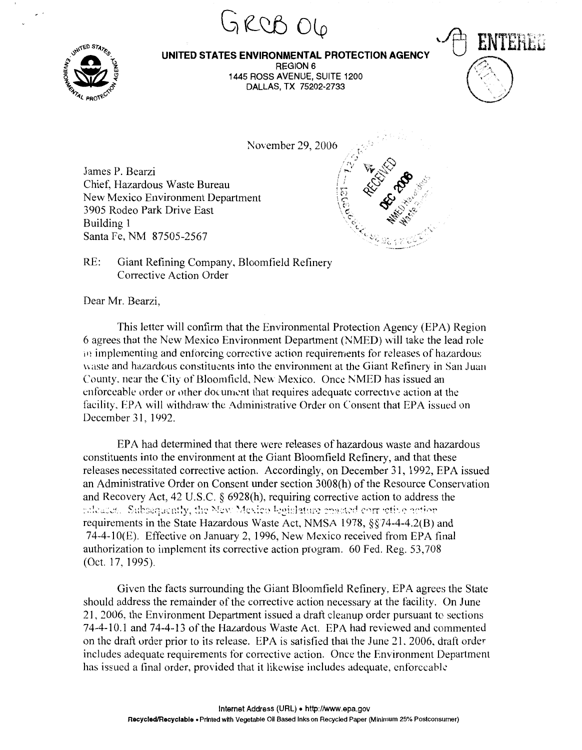GRCB 06

**UNITED STATES ENVIRONMENTAL PROTECTION AGENCY**
REGION 6
1445 ROSS AVENUE, SUITE 1200
DALLAS, TX 75202-2733

ENTERED

November 29, 2006

RECEIVED DEC 2006 NMED Hazardous Waste

James P. Bearzi
Chief, Hazardous Waste Bureau
New Mexico Environment Department
3905 Rodeo Park Drive East
Building 1
Santa Fe, NM 87505-2567

RE: Giant Refining Company, Bloomfield Refinery
Corrective Action Order

Dear Mr. Bearzi,

This letter will confirm that the Environmental Protection Agency (EPA) Region 6 agrees that the New Mexico Environment Department (NMED) will take the lead role in implementing and enforcing corrective action requirements for releases of hazardous waste and hazardous constituents into the environment at the Giant Refinery in San Juan County, near the City of Bloomfield, New Mexico. Once NMED has issued an enforceable order or other document that requires adequate corrective action at the facility, EPA will withdraw the Administrative Order on Consent that EPA issued on December 31, 1992.

EPA had determined that there were releases of hazardous waste and hazardous constituents into the environment at the Giant Bloomfield Refinery, and that these releases necessitated corrective action. Accordingly, on December 31, 1992, EPA issued an Administrative Order on Consent under section 3008(h) of the Resource Conservation and Recovery Act, 42 U.S.C. § 6928(h), requiring corrective action to address the releases. Subsequently, the New Mexico legislature enacted corrective action requirements in the State Hazardous Waste Act, NMSA 1978, §§74-4-4.2(B) and 74-4-10(E). Effective on January 2, 1996, New Mexico received from EPA final authorization to implement its corrective action program. 60 Fed. Reg. 53,708 (Oct. 17, 1995).

Given the facts surrounding the Giant Bloomfield Refinery, EPA agrees the State should address the remainder of the corrective action necessary at the facility. On June 21, 2006, the Environment Department issued a draft cleanup order pursuant to sections 74-4-10.1 and 74-4-13 of the Hazardous Waste Act. EPA had reviewed and commented on the draft order prior to its release. EPA is satisfied that the June 21, 2006, draft order includes adequate requirements for corrective action. Once the Environment Department has issued a final order, provided that it likewise includes adequate, enforceable

Internet Address (URL) • http://www.epa.gov
Recycled/Recyclable • Printed with Vegetable Oil Based Inks on Recycled Paper (Minimum 25% Postconsumer)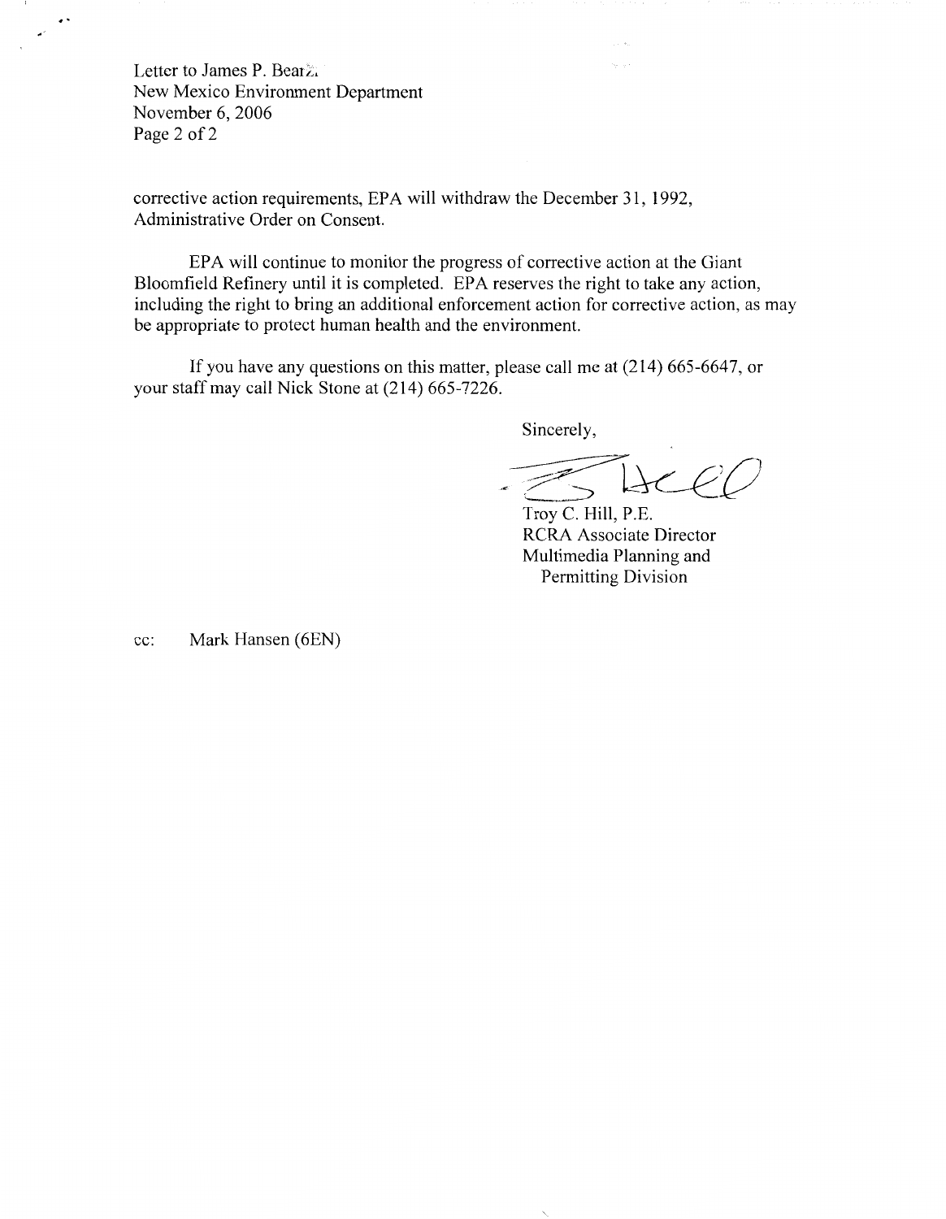corrective action requirements, EPA will withdraw the December 31, 1992, Administrative Order on Consent.

EPA will continue to monitor the progress of corrective action at the Giant Bloomfield Refinery until it is completed. EPA reserves the right to take any action, including the right to bring an additional enforcement action for corrective action, as may be appropriate to protect human health and the environment.

If you have any questions on this matter, please call me at (214) 665-6647, or your staff may call Nick Stone at (214) 665-7226.

Sincerely,

Troy C. Hill, P.E.
RCRA Associate Director
Multimedia Planning and
Permitting Division

cc: Mark Hansen (6EN)